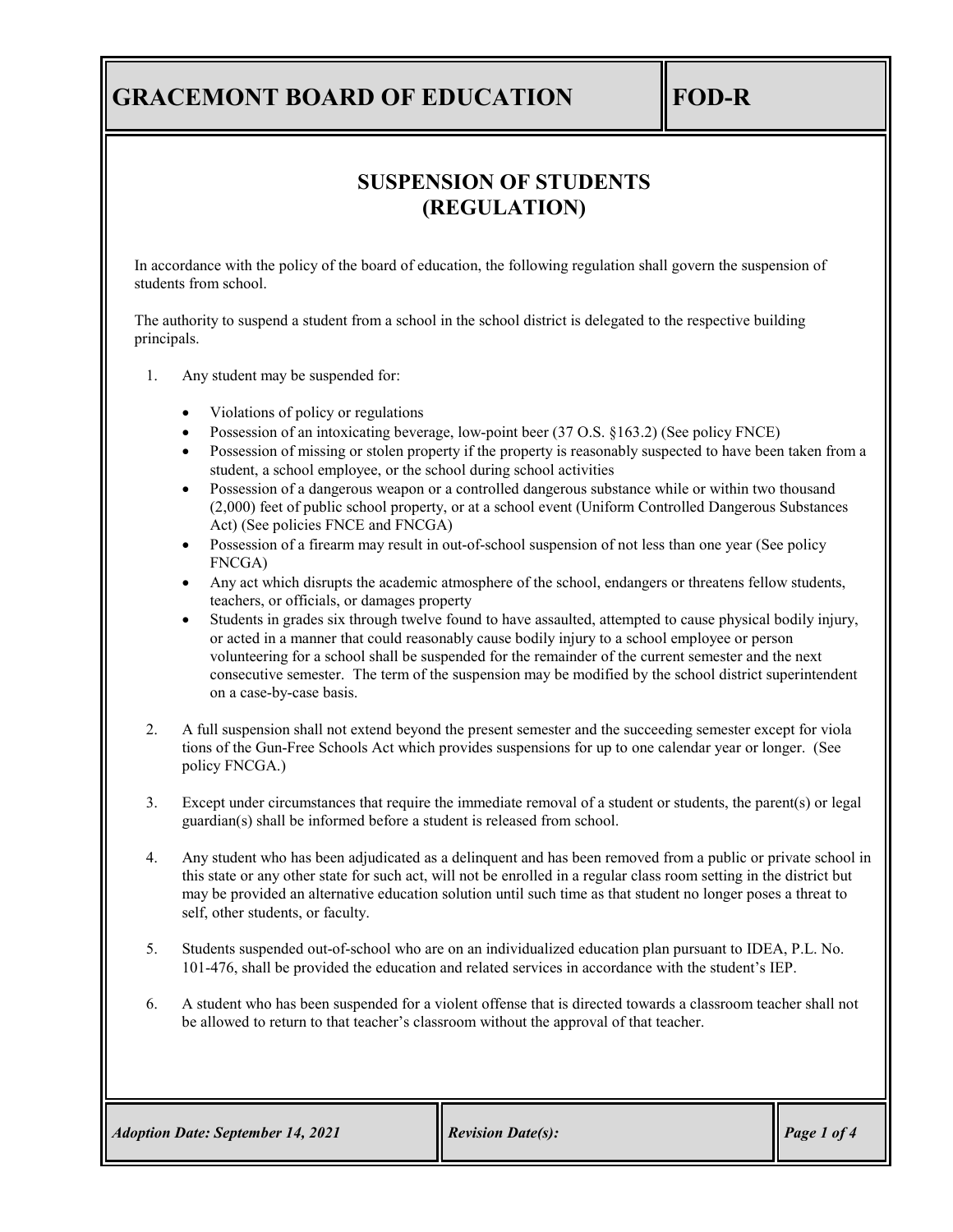# GRACEMONT BOARD OF EDUCATION

**FOD-R**

## SUSPENSION OF STUDENTS (REGULATION)

In accordance with the policy of the board of education, the following regulation shall govern the suspension of students from school.

The authority to suspend a student from a school in the school district is delegated to the respective building principals.

1. Any student may be suspended for:

   - Violations of policy or regulations
   - Possession of an intoxicating beverage, low-point beer (37 O.S. §163.2) (See policy FNCE)
   - Possession of missing or stolen property if the property is reasonably suspected to have been taken from a student, a school employee, or the school during school activities
   - Possession of a dangerous weapon or a controlled dangerous substance while or within two thousand (2,000) feet of public school property, or at a school event (Uniform Controlled Dangerous Substances Act) (See policies FNCE and FNCGA)
   - Possession of a firearm may result in out-of-school suspension of not less than one year (See policy FNCGA)
   - Any act which disrupts the academic atmosphere of the school, endangers or threatens fellow students, teachers, or officials, or damages property
   - Students in grades six through twelve found to have assaulted, attempted to cause physical bodily injury, or acted in a manner that could reasonably cause bodily injury to a school employee or person volunteering for a school shall be suspended for the remainder of the current semester and the next consecutive semester. The term of the suspension may be modified by the school district superintendent on a case-by-case basis.

2. A full suspension shall not extend beyond the present semester and the succeeding semester except for violations of the Gun-Free Schools Act which provides suspensions for up to one calendar year or longer. (See policy FNCGA.)

3. Except under circumstances that require the immediate removal of a student or students, the parent(s) or legal guardian(s) shall be informed before a student is released from school.

4. Any student who has been adjudicated as a delinquent and has been removed from a public or private school in this state or any other state for such act, will not be enrolled in a regular class room setting in the district but may be provided an alternative education solution until such time as that student no longer poses a threat to self, other students, or faculty.

5. Students suspended out-of-school who are on an individualized education plan pursuant to IDEA, P.L. No. 101-476, shall be provided the education and related services in accordance with the student's IEP.

6. A student who has been suspended for a violent offense that is directed towards a classroom teacher shall not be allowed to return to that teacher's classroom without the approval of that teacher.

*Adoption Date: September 14, 2021* | *Revision Date(s):*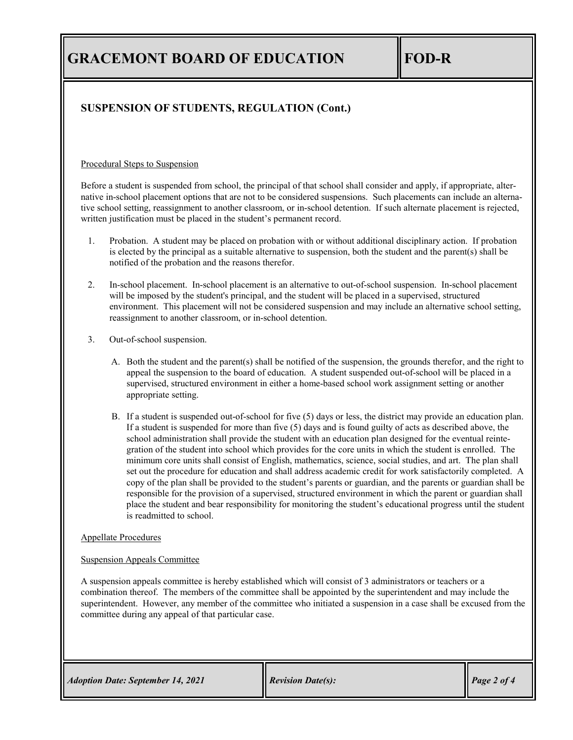## SUSPENSION OF STUDENTS, REGULATION (Cont.)

Procedural Steps to Suspension

Before a student is suspended from school, the principal of that school shall consider and apply, if appropriate, alternative in-school placement options that are not to be considered suspensions. Such placements can include an alternative school setting, reassignment to another classroom, or in-school detention. If such alternate placement is rejected, written justification must be placed in the student's permanent record.

1. Probation. A student may be placed on probation with or without additional disciplinary action. If probation is elected by the principal as a suitable alternative to suspension, both the student and the parent(s) shall be notified of the probation and the reasons therefor.

2. In-school placement. In-school placement is an alternative to out-of-school suspension. In-school placement will be imposed by the student's principal, and the student will be placed in a supervised, structured environment. This placement will not be considered suspension and may include an alternative school setting, reassignment to another classroom, or in-school detention.

3. Out-of-school suspension.

   A. Both the student and the parent(s) shall be notified of the suspension, the grounds therefor, and the right to appeal the suspension to the board of education. A student suspended out-of-school will be placed in a supervised, structured environment in either a home-based school work assignment setting or another appropriate setting.

   B. If a student is suspended out-of-school for five (5) days or less, the district may provide an education plan. If a student is suspended for more than five (5) days and is found guilty of acts as described above, the school administration shall provide the student with an education plan designed for the eventual reintegration of the student into school which provides for the core units in which the student is enrolled. The minimum core units shall consist of English, mathematics, science, social studies, and art. The plan shall set out the procedure for education and shall address academic credit for work satisfactorily completed. A copy of the plan shall be provided to the student's parents or guardian, and the parents or guardian shall be responsible for the provision of a supervised, structured environment in which the parent or guardian shall place the student and bear responsibility for monitoring the student's educational progress until the student is readmitted to school.

Appellate Procedures

Suspension Appeals Committee

A suspension appeals committee is hereby established which will consist of 3 administrators or teachers or a combination thereof. The members of the committee shall be appointed by the superintendent and may include the superintendent. However, any member of the committee who initiated a suspension in a case shall be excused from the committee during any appeal of that particular case.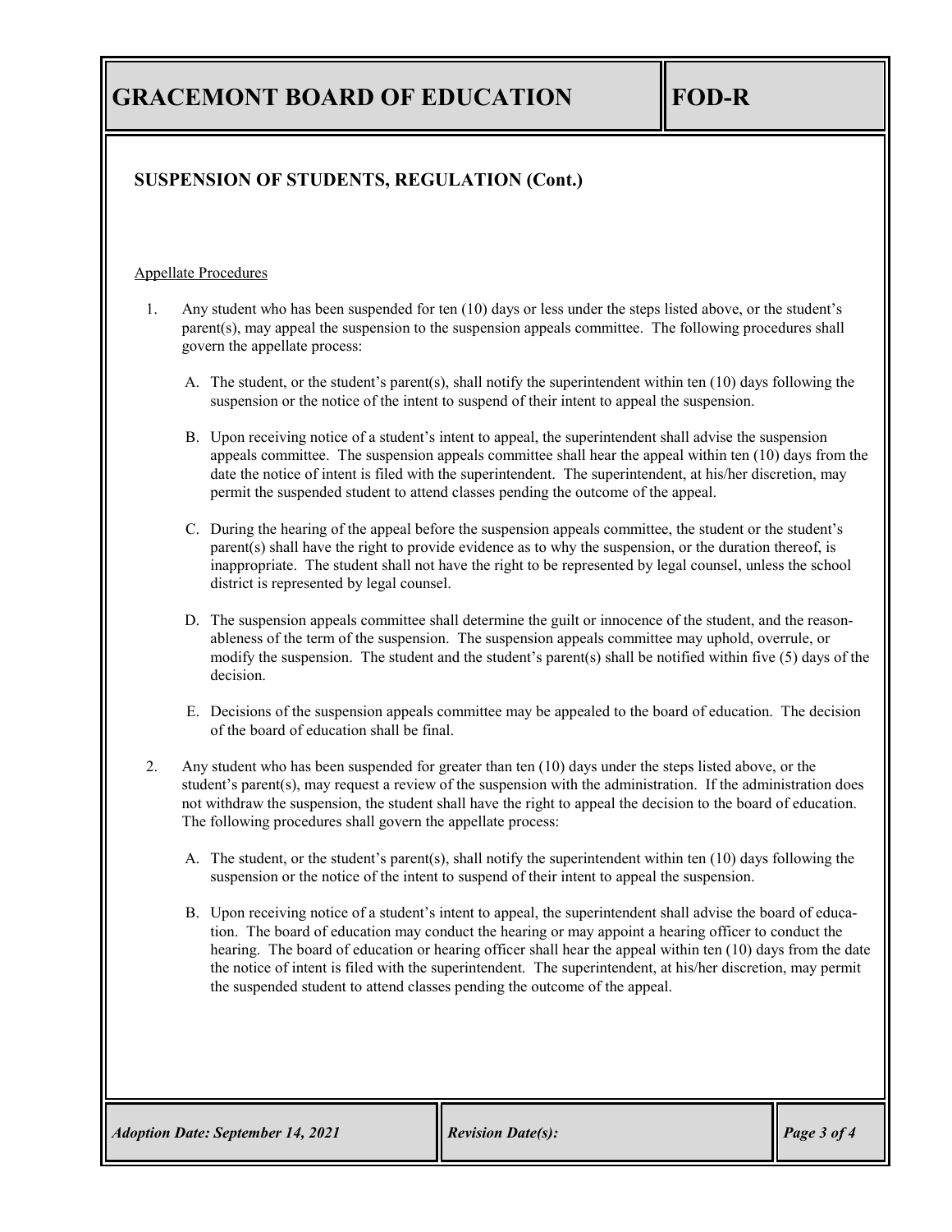# GRACEMONT BOARD OF EDUCATION — FOD-R

## SUSPENSION OF STUDENTS, REGULATION (Cont.)

Appellate Procedures

1. Any student who has been suspended for ten (10) days or less under the steps listed above, or the student's parent(s), may appeal the suspension to the suspension appeals committee. The following procedures shall govern the appellate process:

   A. The student, or the student's parent(s), shall notify the superintendent within ten (10) days following the suspension or the notice of the intent to suspend of their intent to appeal the suspension.

   B. Upon receiving notice of a student's intent to appeal, the superintendent shall advise the suspension appeals committee. The suspension appeals committee shall hear the appeal within ten (10) days from the date the notice of intent is filed with the superintendent. The superintendent, at his/her discretion, may permit the suspended student to attend classes pending the outcome of the appeal.

   C. During the hearing of the appeal before the suspension appeals committee, the student or the student's parent(s) shall have the right to provide evidence as to why the suspension, or the duration thereof, is inappropriate. The student shall not have the right to be represented by legal counsel, unless the school district is represented by legal counsel.

   D. The suspension appeals committee shall determine the guilt or innocence of the student, and the reasonableness of the term of the suspension. The suspension appeals committee may uphold, overrule, or modify the suspension. The student and the student's parent(s) shall be notified within five (5) days of the decision.

   E. Decisions of the suspension appeals committee may be appealed to the board of education. The decision of the board of education shall be final.

2. Any student who has been suspended for greater than ten (10) days under the steps listed above, or the student's parent(s), may request a review of the suspension with the administration. If the administration does not withdraw the suspension, the student shall have the right to appeal the decision to the board of education. The following procedures shall govern the appellate process:

   A. The student, or the student's parent(s), shall notify the superintendent within ten (10) days following the suspension or the notice of the intent to suspend of their intent to appeal the suspension.

   B. Upon receiving notice of a student's intent to appeal, the superintendent shall advise the board of education. The board of education may conduct the hearing or may appoint a hearing officer to conduct the hearing. The board of education or hearing officer shall hear the appeal within ten (10) days from the date the notice of intent is filed with the superintendent. The superintendent, at his/her discretion, may permit the suspended student to attend classes pending the outcome of the appeal.

*Adoption Date: September 14, 2021* | *Revision Date(s):*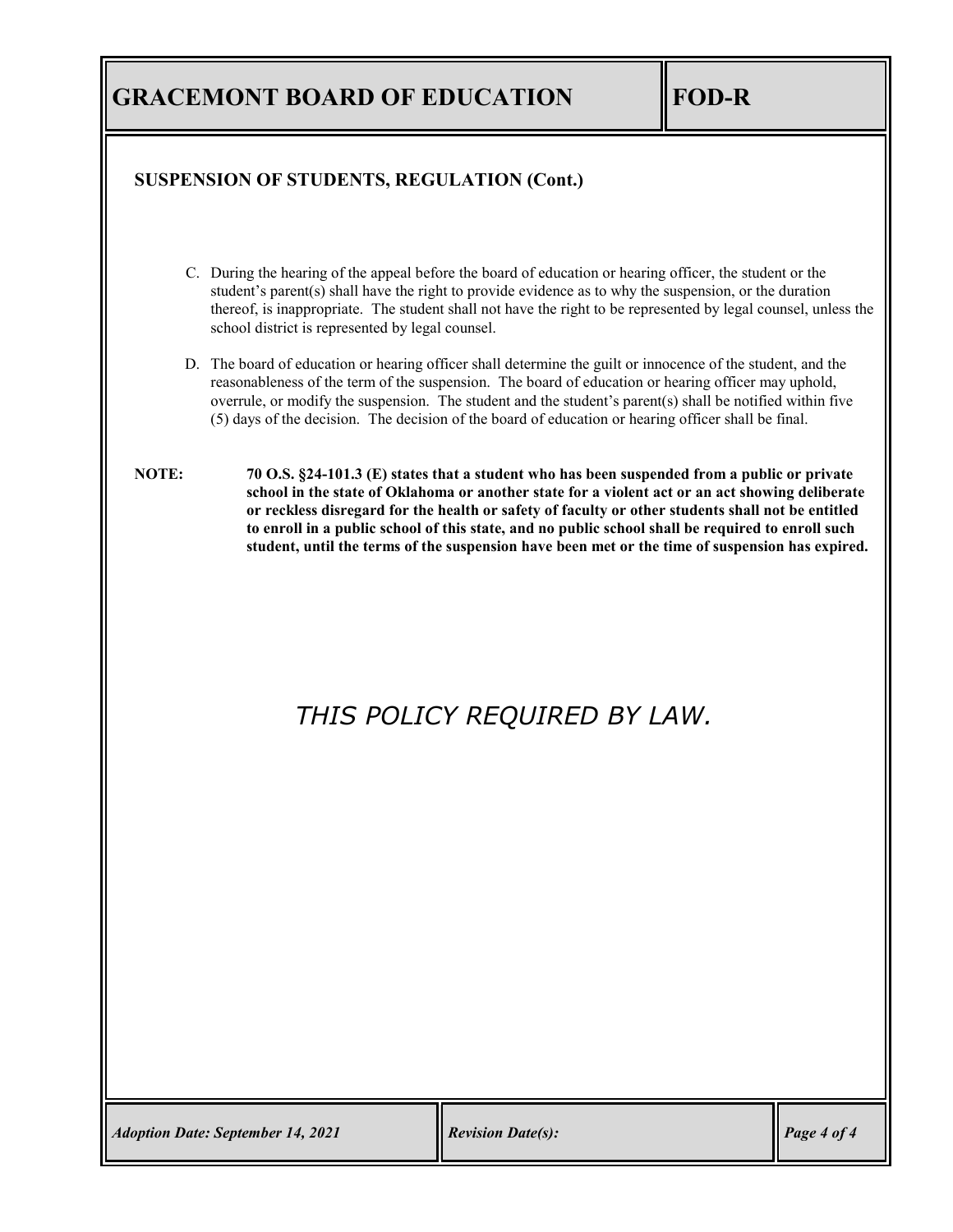**SUSPENSION OF STUDENTS, REGULATION (Cont.)**

C. During the hearing of the appeal before the board of education or hearing officer, the student or the student's parent(s) shall have the right to provide evidence as to why the suspension, or the duration thereof, is inappropriate. The student shall not have the right to be represented by legal counsel, unless the school district is represented by legal counsel.

D. The board of education or hearing officer shall determine the guilt or innocence of the student, and the reasonableness of the term of the suspension. The board of education or hearing officer may uphold, overrule, or modify the suspension. The student and the student's parent(s) shall be notified within five (5) days of the decision. The decision of the board of education or hearing officer shall be final.

**NOTE:** **70 O.S. §24-101.3 (E) states that a student who has been suspended from a public or private school in the state of Oklahoma or another state for a violent act or an act showing deliberate or reckless disregard for the health or safety of faculty or other students shall not be entitled to enroll in a public school of this state, and no public school shall be required to enroll such student, until the terms of the suspension have been met or the time of suspension has expired.**

*THIS POLICY REQUIRED BY LAW.*

*Adoption Date: September 14, 2021* | *Revision Date(s):*